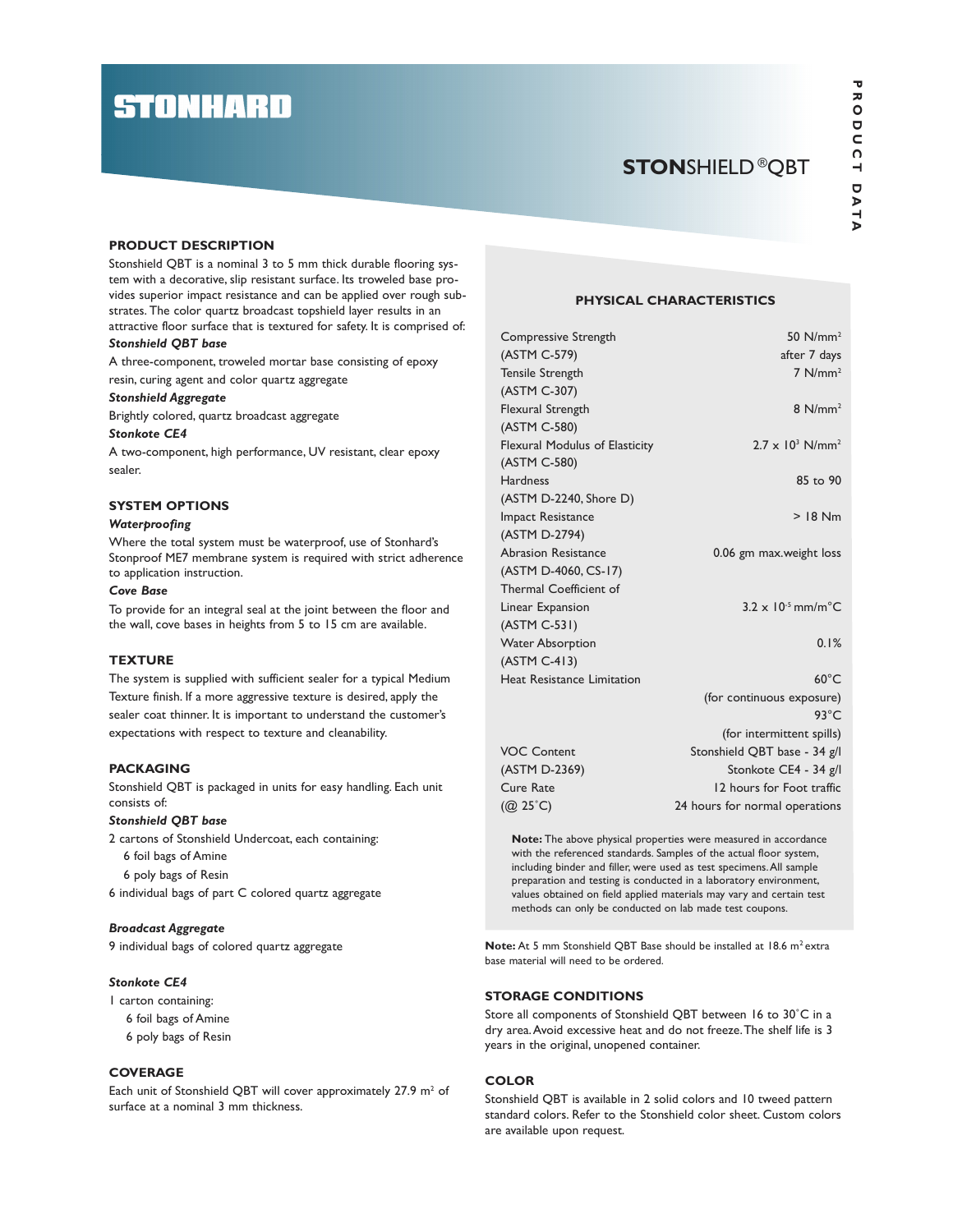# STONHARD

## STONSHIELD® QBT

## PRODUCT DESCRIPTION

Stonshield QBT is a nominal 3 to 5 mm thick durable flooring system with a decorative, slip resistant surface. Its troweled base provides superior impact resistance and can be applied over rough substrates. The color quartz broadcast topshield layer results in an attractive floor surface that is textured for safety. It is comprised of:

***Stonshield QBT base***

A three-component, troweled mortar base consisting of epoxy resin, curing agent and color quartz aggregate

***Stonshield Aggregate***

Brightly colored, quartz broadcast aggregate

***Stonkote CE4***

A two-component, high performance, UV resistant, clear epoxy sealer.

## SYSTEM OPTIONS

***Waterproofing***

Where the total system must be waterproof, use of Stonhard's Stonproof ME7 membrane system is required with strict adherence to application instruction.

***Cove Base***

To provide for an integral seal at the joint between the floor and the wall, cove bases in heights from 5 to 15 cm are available.

## TEXTURE

The system is supplied with sufficient sealer for a typical Medium Texture finish. If a more aggressive texture is desired, apply the sealer coat thinner. It is important to understand the customer's expectations with respect to texture and cleanability.

## PACKAGING

Stonshield QBT is packaged in units for easy handling. Each unit consists of:

***Stonshield QBT base***

2 cartons of Stonshield Undercoat, each containing:
- 6 foil bags of Amine
- 6 poly bags of Resin

6 individual bags of part C colored quartz aggregate

***Broadcast Aggregate***

9 individual bags of colored quartz aggregate

***Stonkote CE4***

1 carton containing:
- 6 foil bags of Amine
- 6 poly bags of Resin

## COVERAGE

Each unit of Stonshield QBT will cover approximately 27.9 $m^2$ of surface at a nominal 3 mm thickness.

## PHYSICAL CHARACTERISTICS

| Property | Value |
|---|---|
| Compressive Strength (ASTM C-579) | 50 N/$mm^2$ after 7 days |
| Tensile Strength (ASTM C-307) | 7 N/$mm^2$ |
| Flexural Strength (ASTM C-580) | 8 N/$mm^2$ |
| Flexural Modulus of Elasticity (ASTM C-580) | $2.7 \times 10^3$ N/$mm^2$ |
| Hardness (ASTM D-2240, Shore D) | 85 to 90 |
| Impact Resistance (ASTM D-2794) | > 18 Nm |
| Abrasion Resistance (ASTM D-4060, CS-17) | 0.06 gm max.weight loss |
| Thermal Coefficient of Linear Expansion (ASTM C-531) | $3.2 \times 10^{-5}$ mm/m°C |
| Water Absorption (ASTM C-413) | 0.1% |
| Heat Resistance Limitation | 60°C (for continuous exposure) 93°C (for intermittent spills) |
| VOC Content (ASTM D-2369) | Stonshield QBT base - 34 g/l Stonkote CE4 - 34 g/l |
| Cure Rate (@ 25°C) | 12 hours for Foot traffic 24 hours for normal operations |

**Note:** The above physical properties were measured in accordance with the referenced standards. Samples of the actual floor system, including binder and filler, were used as test specimens. All sample preparation and testing is conducted in a laboratory environment, values obtained on field applied materials may vary and certain test methods can only be conducted on lab made test coupons.

**Note:** At 5 mm Stonshield QBT Base should be installed at 18.6 $m^2$ extra base material will need to be ordered.

## STORAGE CONDITIONS

Store all components of Stonshield QBT between 16 to 30°C in a dry area. Avoid excessive heat and do not freeze. The shelf life is 3 years in the original, unopened container.

## COLOR

Stonshield QBT is available in 2 solid colors and 10 tweed pattern standard colors. Refer to the Stonshield color sheet. Custom colors are available upon request.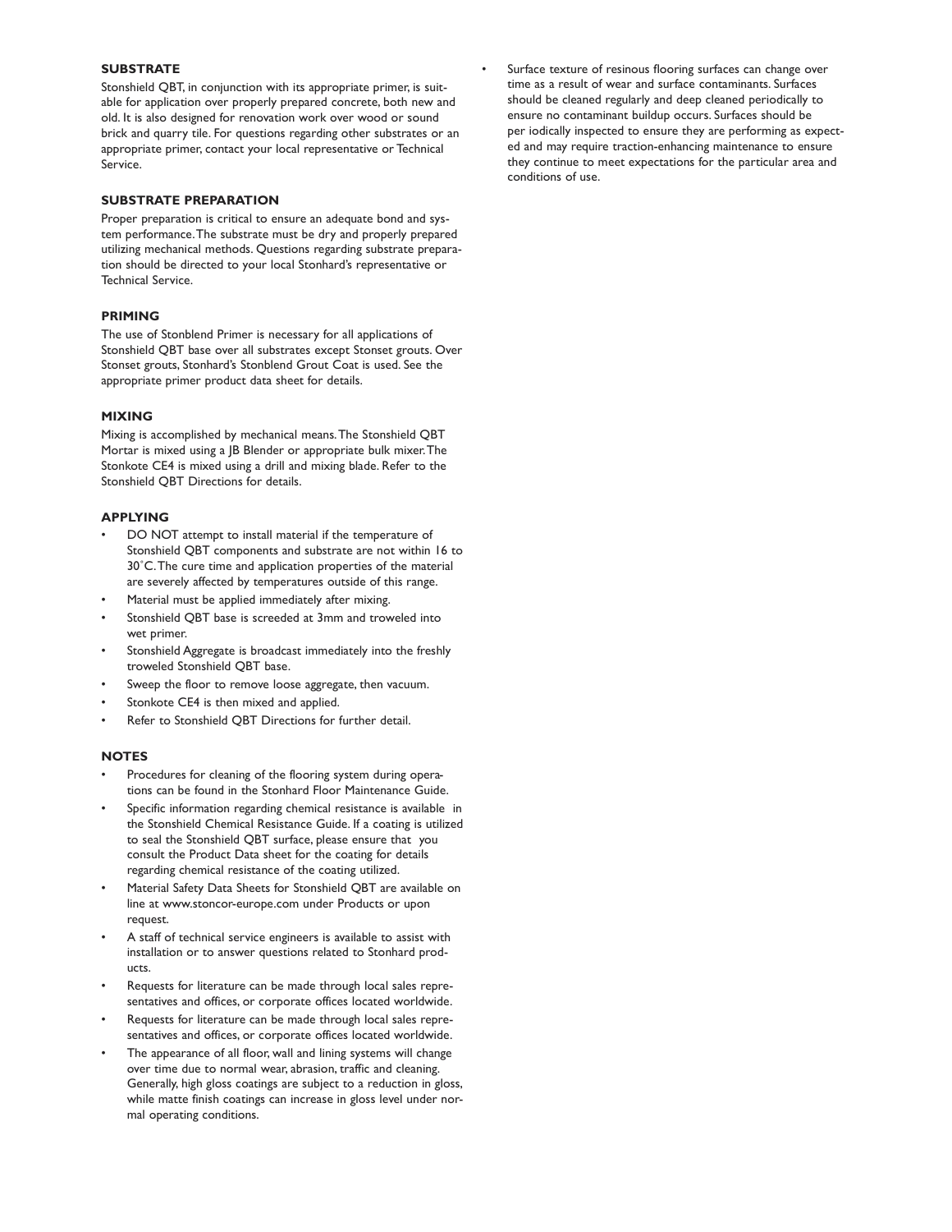## SUBSTRATE

Stonshield QBT, in conjunction with its appropriate primer, is suitable for application over properly prepared concrete, both new and old. It is also designed for renovation work over wood or sound brick and quarry tile. For questions regarding other substrates or an appropriate primer, contact your local representative or Technical Service.

## SUBSTRATE PREPARATION

Proper preparation is critical to ensure an adequate bond and system performance. The substrate must be dry and properly prepared utilizing mechanical methods. Questions regarding substrate preparation should be directed to your local Stonhard's representative or Technical Service.

## PRIMING

The use of Stonblend Primer is necessary for all applications of Stonshield QBT base over all substrates except Stonset grouts. Over Stonset grouts, Stonhard's Stonblend Grout Coat is used. See the appropriate primer product data sheet for details.

## MIXING

Mixing is accomplished by mechanical means. The Stonshield QBT Mortar is mixed using a JB Blender or appropriate bulk mixer. The Stonkote CE4 is mixed using a drill and mixing blade. Refer to the Stonshield QBT Directions for details.

## APPLYING

- DO NOT attempt to install material if the temperature of Stonshield QBT components and substrate are not within 16 to 30°C. The cure time and application properties of the material are severely affected by temperatures outside of this range.
- Material must be applied immediately after mixing.
- Stonshield QBT base is screeded at 3mm and troweled into wet primer.
- Stonshield Aggregate is broadcast immediately into the freshly troweled Stonshield QBT base.
- Sweep the floor to remove loose aggregate, then vacuum.
- Stonkote CE4 is then mixed and applied.
- Refer to Stonshield QBT Directions for further detail.

## NOTES

- Procedures for cleaning of the flooring system during operations can be found in the Stonhard Floor Maintenance Guide.
- Specific information regarding chemical resistance is available in the Stonshield Chemical Resistance Guide. If a coating is utilized to seal the Stonshield QBT surface, please ensure that you consult the Product Data sheet for the coating for details regarding chemical resistance of the coating utilized.
- Material Safety Data Sheets for Stonshield QBT are available on line at www.stoncor-europe.com under Products or upon request.
- A staff of technical service engineers is available to assist with installation or to answer questions related to Stonhard products.
- Requests for literature can be made through local sales representatives and offices, or corporate offices located worldwide.
- Requests for literature can be made through local sales representatives and offices, or corporate offices located worldwide.
- The appearance of all floor, wall and lining systems will change over time due to normal wear, abrasion, traffic and cleaning. Generally, high gloss coatings are subject to a reduction in gloss, while matte finish coatings can increase in gloss level under normal operating conditions.
- Surface texture of resinous flooring surfaces can change over time as a result of wear and surface contaminants. Surfaces should be cleaned regularly and deep cleaned periodically to ensure no contaminant buildup occurs. Surfaces should be per iodically inspected to ensure they are performing as expected and may require traction-enhancing maintenance to ensure they continue to meet expectations for the particular area and conditions of use.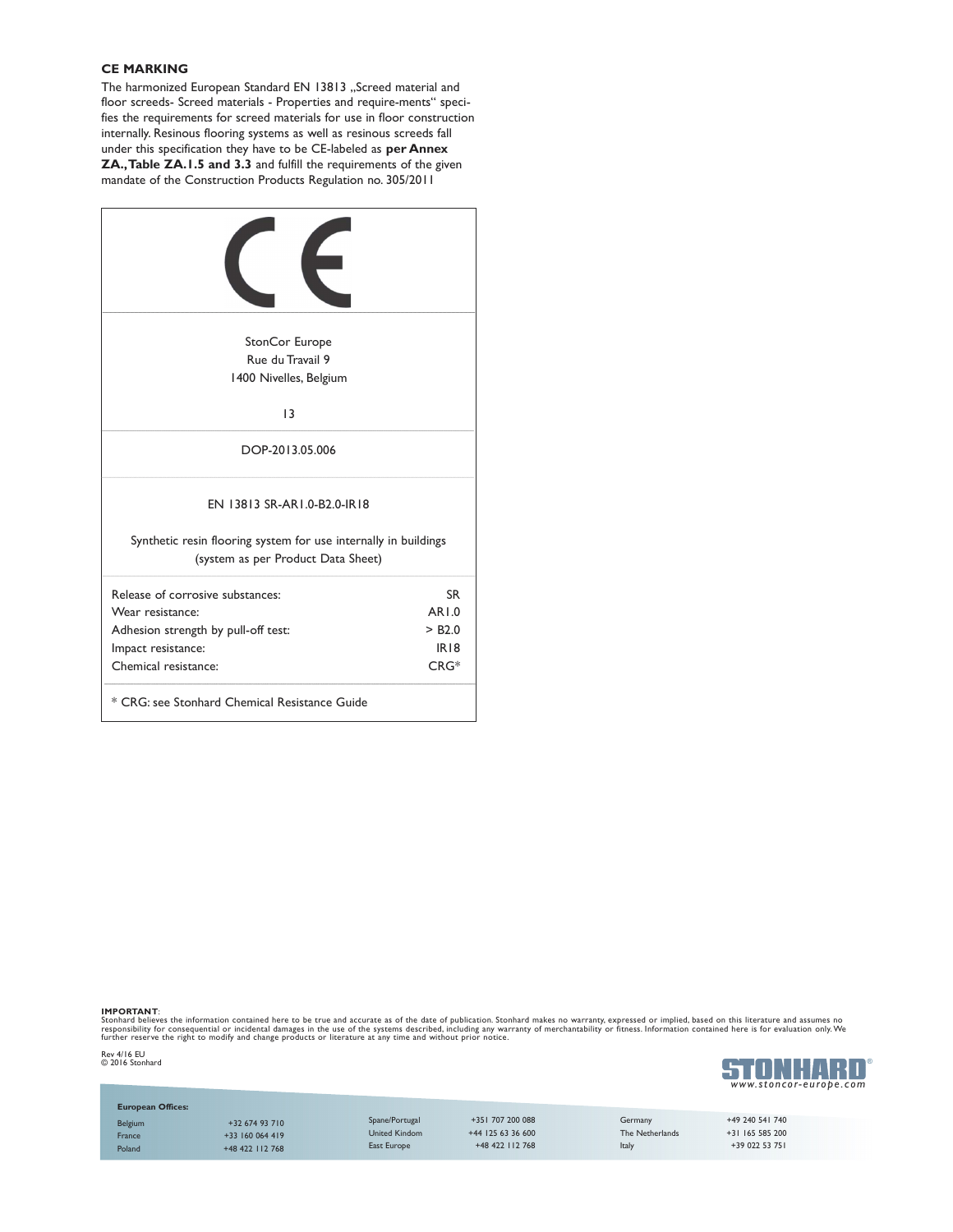### CE MARKING

The harmonized European Standard EN 13813 „Screed material and floor screeds- Screed materials - Properties and require-ments" specifies the requirements for screed materials for use in floor construction internally. Resinous flooring systems as well as resinous screeds fall under this specification they have to be CE-labeled as **per Annex ZA., Table ZA.1.5 and 3.3** and fulfill the requirements of the given mandate of the Construction Products Regulation no. 305/2011

CE

StonCor Europe
Rue du Travail 9
1400 Nivelles, Belgium

13

DOP-2013.05.006

EN 13813 SR-AR1.0-B2.0-IR18

Synthetic resin flooring system for use internally in buildings
(system as per Product Data Sheet)

| | |
|---|---|
| Release of corrosive substances: | SR |
| Wear resistance: | AR1.0 |
| Adhesion strength by pull-off test: | > B2.0 |
| Impact resistance: | IR18 |
| Chemical resistance: | CRG* |

* CRG: see Stonhard Chemical Resistance Guide

**IMPORTANT**:
Stonhard believes the information contained here to be true and accurate as of the date of publication. Stonhard makes no warranty, expressed or implied, based on this literature and assumes no responsibility for consequential or incidental damages in the use of the systems described, including any warranty of merchantability or fitness. Information contained here is for evaluation only. We further reserve the right to modify and change products or literature at any time and without prior notice.

Rev 4/16 EU
© 2016 Stonhard

STONHARD®
www.stoncor-europe.com

**European Offices:**

| | | | | | |
|---|---|---|---|---|---|
| Belgium | +32 674 93 710 | Spane/Portugal | +351 707 200 088 | Germany | +49 240 541 740 |
| France | +33 160 064 419 | United Kindom | +44 125 63 36 600 | The Netherlands | +31 165 585 200 |
| Poland | +48 422 112 768 | East Europe | +48 422 112 768 | Italy | +39 022 53 751 |